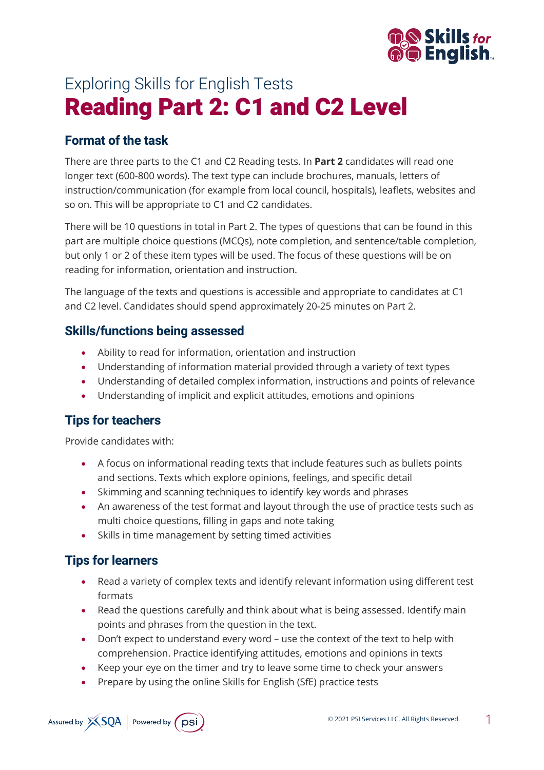# Exploring Skills for English Tests

# Reading Part 2: C1 and C2 Level

## Format of the task

There are three parts to the C1 and C2 Reading tests. In **Part 2** candidates will read one longer text (600-800 words). The text type can include brochures, manuals, letters of instruction/communication (for example from local council, hospitals), leaflets, websites and so on. This will be appropriate to C1 and C2 candidates.

There will be 10 questions in total in Part 2. The types of questions that can be found in this part are multiple choice questions (MCQs), note completion, and sentence/table completion, but only 1 or 2 of these item types will be used. The focus of these questions will be on reading for information, orientation and instruction.

The language of the texts and questions is accessible and appropriate to candidates at C1 and C2 level. Candidates should spend approximately 20-25 minutes on Part 2.

## Skills/functions being assessed

- Ability to read for information, orientation and instruction
- Understanding of information material provided through a variety of text types
- Understanding of detailed complex information, instructions and points of relevance
- Understanding of implicit and explicit attitudes, emotions and opinions

## Tips for teachers

Provide candidates with:

- A focus on informational reading texts that include features such as bullets points and sections. Texts which explore opinions, feelings, and specific detail
- Skimming and scanning techniques to identify key words and phrases
- An awareness of the test format and layout through the use of practice tests such as multi choice questions, filling in gaps and note taking
- Skills in time management by setting timed activities

## Tips for learners

- Read a variety of complex texts and identify relevant information using different test formats
- Read the questions carefully and think about what is being assessed. Identify main points and phrases from the question in the text.
- Don't expect to understand every word – use the context of the text to help with comprehension. Practice identifying attitudes, emotions and opinions in texts
- Keep your eye on the timer and try to leave some time to check your answers
- Prepare by using the online Skills for English (SfE) practice tests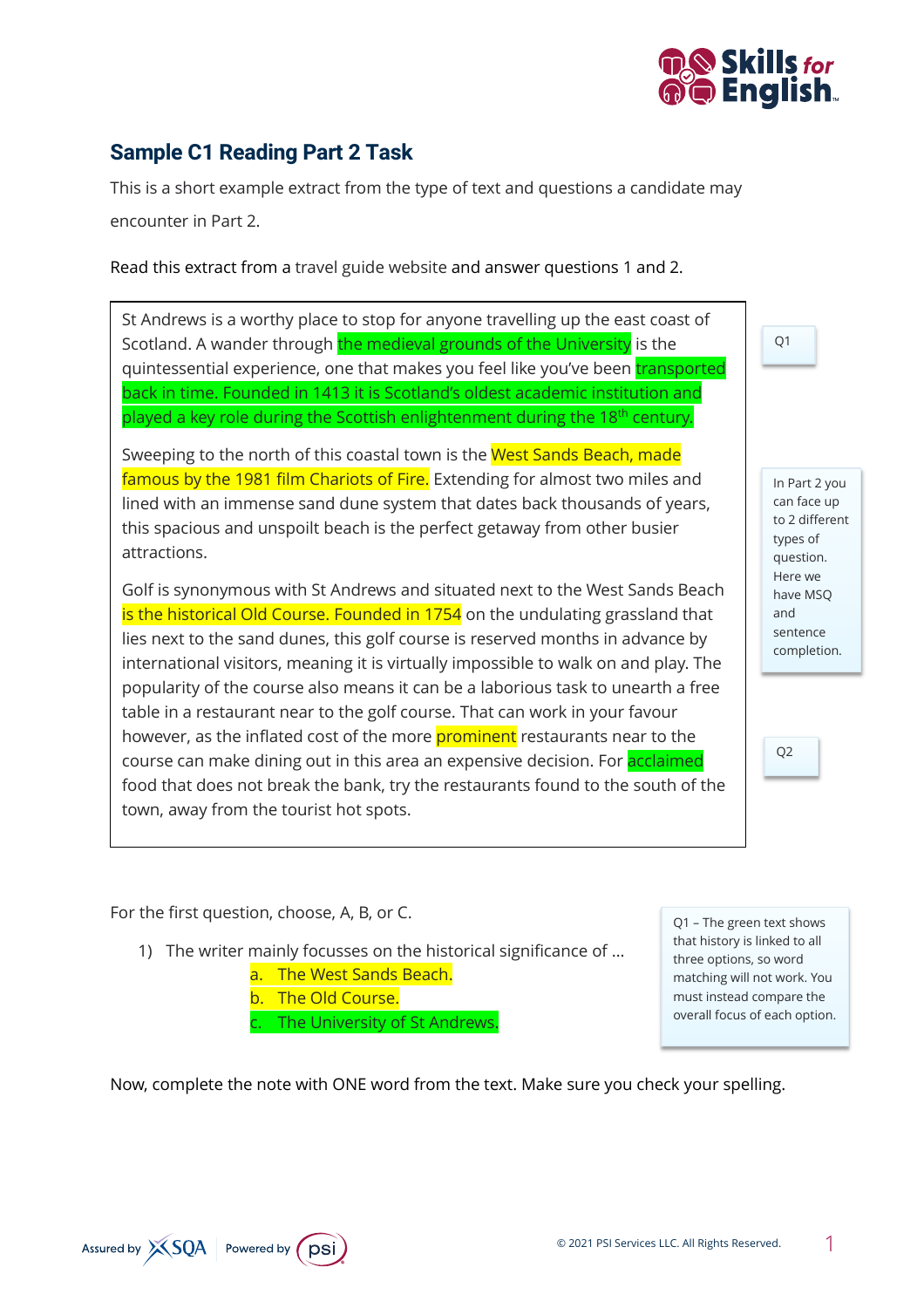## Sample C1 Reading Part 2 Task

This is a short example extract from the type of text and questions a candidate may encounter in Part 2.

Read this extract from a travel guide website and answer questions 1 and 2.

> St Andrews is a worthy place to stop for anyone travelling up the east coast of Scotland. A wander through the medieval grounds of the University is the quintessential experience, one that makes you feel like you've been transported back in time. Founded in 1413 it is Scotland's oldest academic institution and played a key role during the Scottish enlightenment during the 18th century.
>
> Sweeping to the north of this coastal town is the West Sands Beach, made famous by the 1981 film Chariots of Fire. Extending for almost two miles and lined with an immense sand dune system that dates back thousands of years, this spacious and unspoilt beach is the perfect getaway from other busier attractions.
>
> Golf is synonymous with St Andrews and situated next to the West Sands Beach is the historical Old Course. Founded in 1754 on the undulating grassland that lies next to the sand dunes, this golf course is reserved months in advance by international visitors, meaning it is virtually impossible to walk on and play. The popularity of the course also means it can be a laborious task to unearth a free table in a restaurant near to the golf course. That can work in your favour however, as the inflated cost of the more prominent restaurants near to the course can make dining out in this area an expensive decision. For acclaimed food that does not break the bank, try the restaurants found to the south of the town, away from the tourist hot spots.

Q1

In Part 2 you can face up to 2 different types of question. Here we have MSQ and sentence completion.

Q2

For the first question, choose, A, B, or C.

1) The writer mainly focusses on the historical significance of ...
   a. The West Sands Beach.
   b. The Old Course.
   c. The University of St Andrews.

Q1 – The green text shows that history is linked to all three options, so word matching will not work. You must instead compare the overall focus of each option.

Now, complete the note with ONE word from the text. Make sure you check your spelling.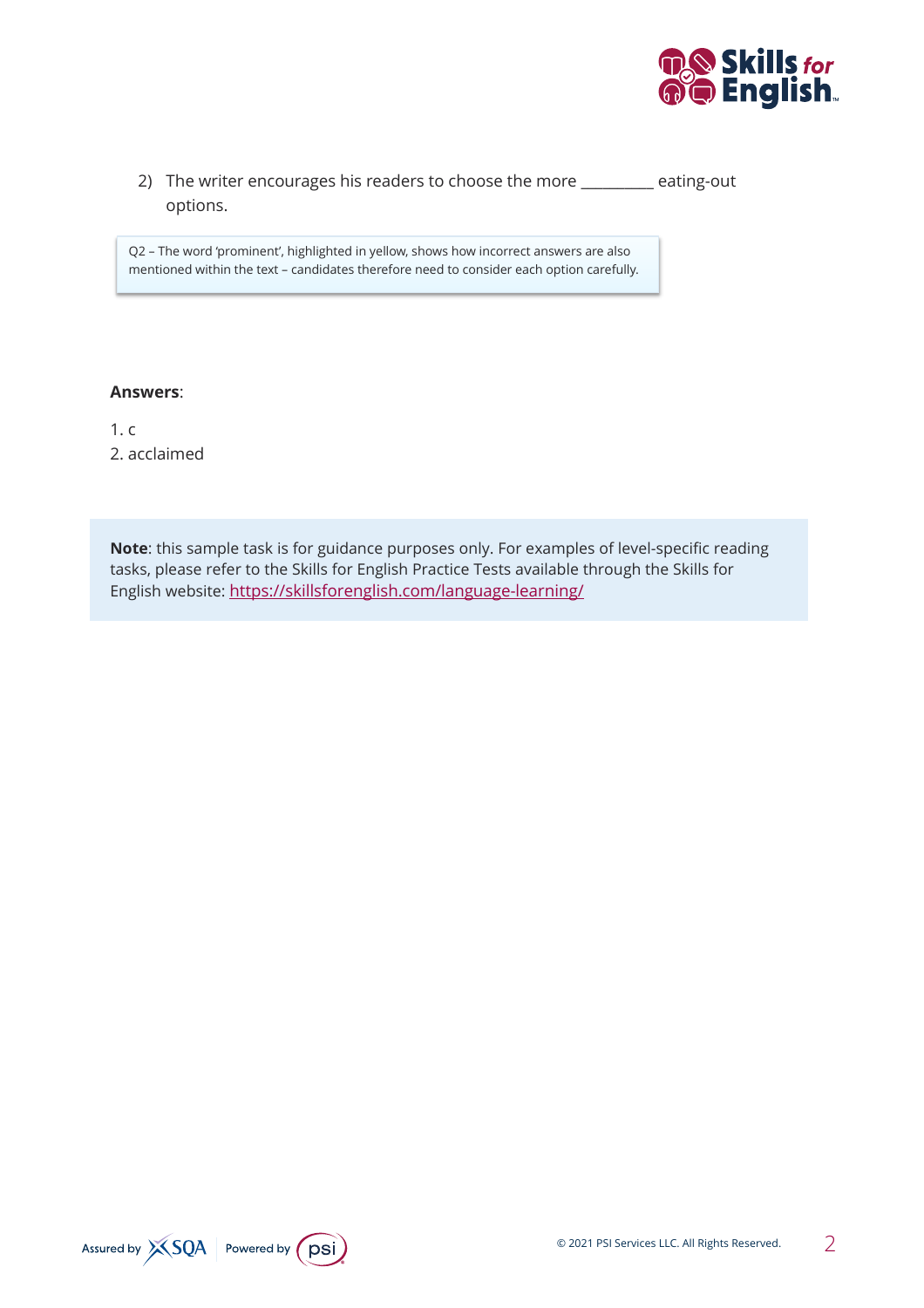2) The writer encourages his readers to choose the more _________ eating-out options.

> Q2 – The word 'prominent', highlighted in yellow, shows how incorrect answers are also mentioned within the text – candidates therefore need to consider each option carefully.

**Answers**:

1. c
2. acclaimed

**Note**: this sample task is for guidance purposes only. For examples of level-specific reading tasks, please refer to the Skills for English Practice Tests available through the Skills for English website: https://skillsforenglish.com/language-learning/

© 2021 PSI Services LLC. All Rights Reserved.